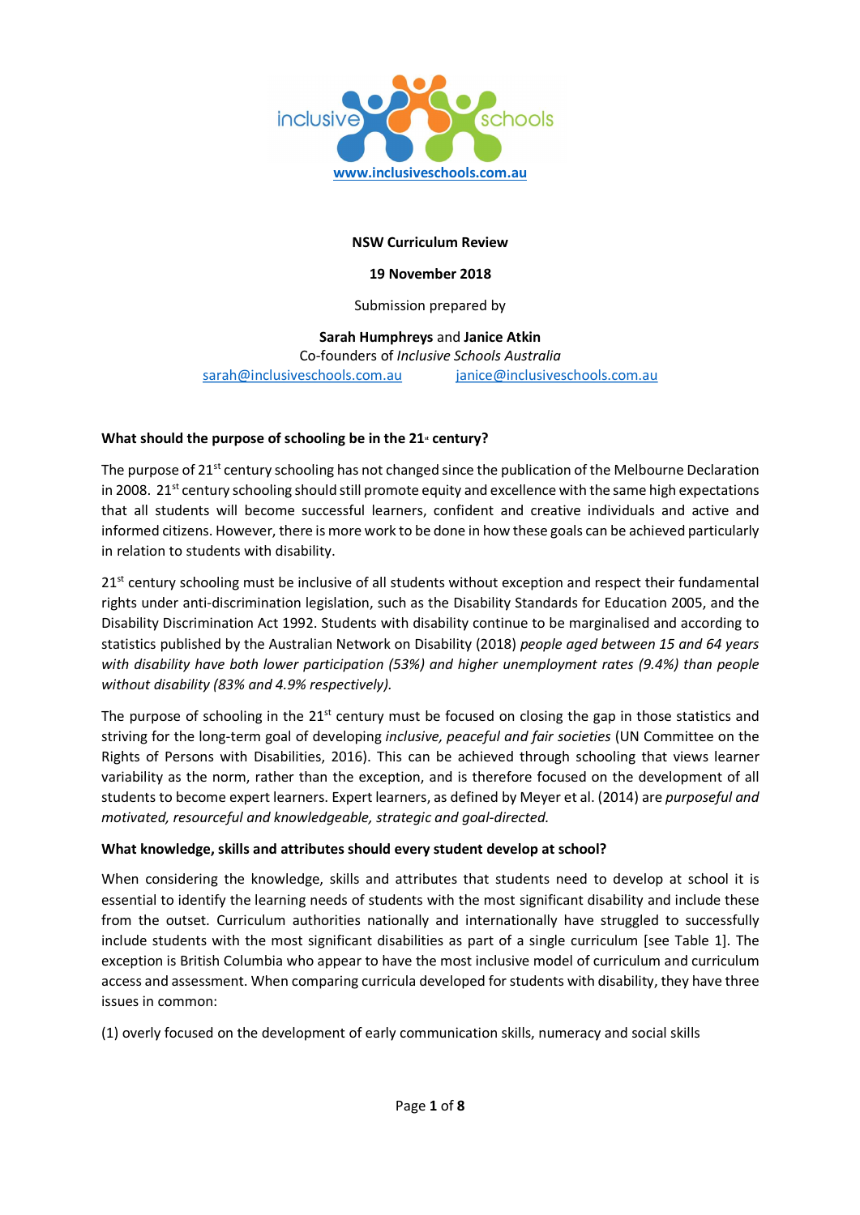www.inclusiveschools.com.au

**NSW Curriculum Review**

**19 November 2018**

Submission prepared by

**Sarah Humphreys** and **Janice Atkin**
Co-founders of *Inclusive Schools Australia*
sarah@inclusiveschools.com.au janice@inclusiveschools.com.au

**What should the purpose of schooling be in the 21st century?**

The purpose of 21st century schooling has not changed since the publication of the Melbourne Declaration in 2008. 21st century schooling should still promote equity and excellence with the same high expectations that all students will become successful learners, confident and creative individuals and active and informed citizens. However, there is more work to be done in how these goals can be achieved particularly in relation to students with disability.

21st century schooling must be inclusive of all students without exception and respect their fundamental rights under anti-discrimination legislation, such as the Disability Standards for Education 2005, and the Disability Discrimination Act 1992. Students with disability continue to be marginalised and according to statistics published by the Australian Network on Disability (2018) *people aged between 15 and 64 years with disability have both lower participation (53%) and higher unemployment rates (9.4%) than people without disability (83% and 4.9% respectively).*

The purpose of schooling in the 21st century must be focused on closing the gap in those statistics and striving for the long-term goal of developing *inclusive, peaceful and fair societies* (UN Committee on the Rights of Persons with Disabilities, 2016). This can be achieved through schooling that views learner variability as the norm, rather than the exception, and is therefore focused on the development of all students to become expert learners. Expert learners, as defined by Meyer et al. (2014) are *purposeful and motivated, resourceful and knowledgeable, strategic and goal-directed.*

**What knowledge, skills and attributes should every student develop at school?**

When considering the knowledge, skills and attributes that students need to develop at school it is essential to identify the learning needs of students with the most significant disability and include these from the outset. Curriculum authorities nationally and internationally have struggled to successfully include students with the most significant disabilities as part of a single curriculum [see Table 1]. The exception is British Columbia who appear to have the most inclusive model of curriculum and curriculum access and assessment. When comparing curricula developed for students with disability, they have three issues in common:

(1) overly focused on the development of early communication skills, numeracy and social skills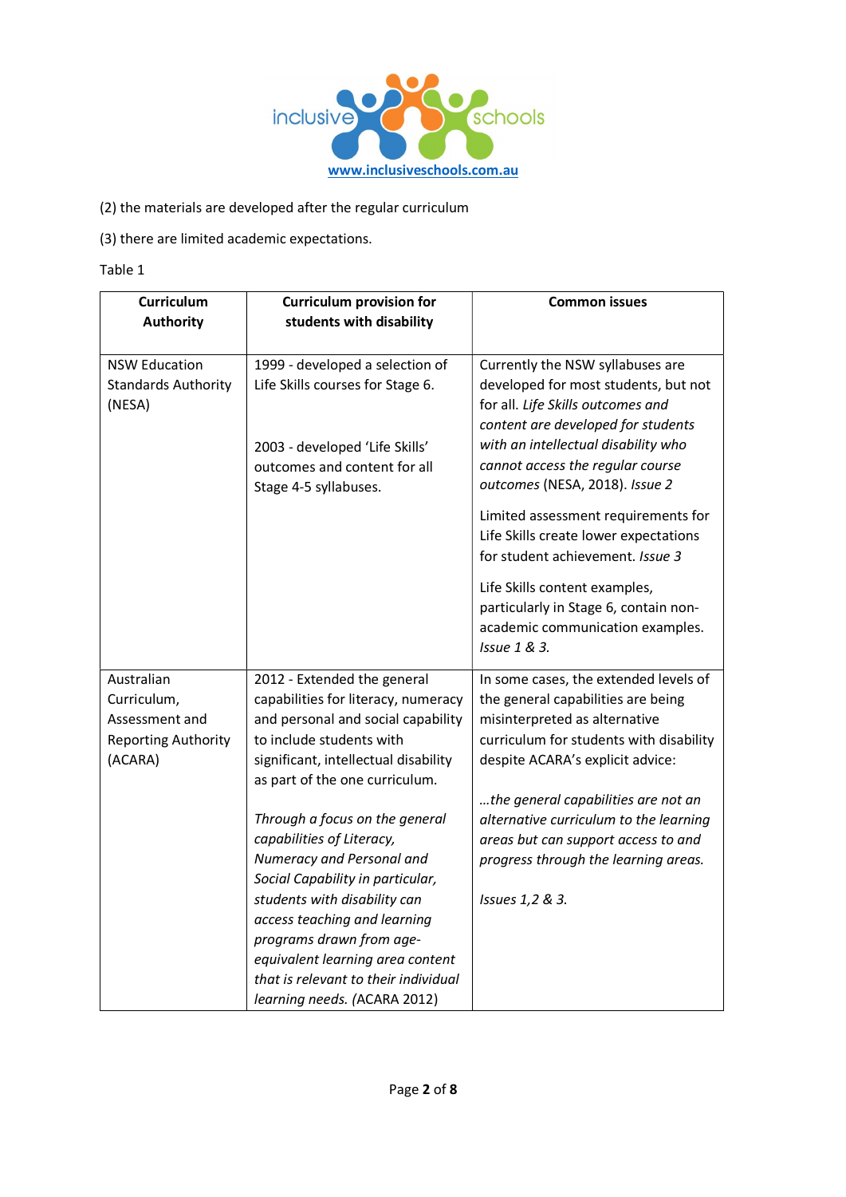(2) the materials are developed after the regular curriculum

(3) there are limited academic expectations.

Table 1

| Curriculum Authority | Curriculum provision for students with disability | Common issues |
|---|---|---|
| NSW Education Standards Authority (NESA) | 1999 - developed a selection of Life Skills courses for Stage 6.<br><br>2003 - developed 'Life Skills' outcomes and content for all Stage 4-5 syllabuses. | Currently the NSW syllabuses are developed for most students, but not for all. *Life Skills outcomes and content are developed for students with an intellectual disability who cannot access the regular course outcomes* (NESA, 2018). *Issue 2*<br><br>Limited assessment requirements for Life Skills create lower expectations for student achievement. *Issue 3*<br><br>Life Skills content examples, particularly in Stage 6, contain non-academic communication examples. *Issue 1 & 3.* |
| Australian Curriculum, Assessment and Reporting Authority (ACARA) | 2012 - Extended the general capabilities for literacy, numeracy and personal and social capability to include students with significant, intellectual disability as part of the one curriculum.<br><br>*Through a focus on the general capabilities of Literacy, Numeracy and Personal and Social Capability in particular, students with disability can access teaching and learning programs drawn from age-equivalent learning area content that is relevant to their individual learning needs.* (ACARA 2012) | In some cases, the extended levels of the general capabilities are being misinterpreted as alternative curriculum for students with disability despite ACARA's explicit advice:<br><br>*...the general capabilities are not an alternative curriculum to the learning areas but can support access to and progress through the learning areas.*<br><br>*Issues 1,2 & 3.* |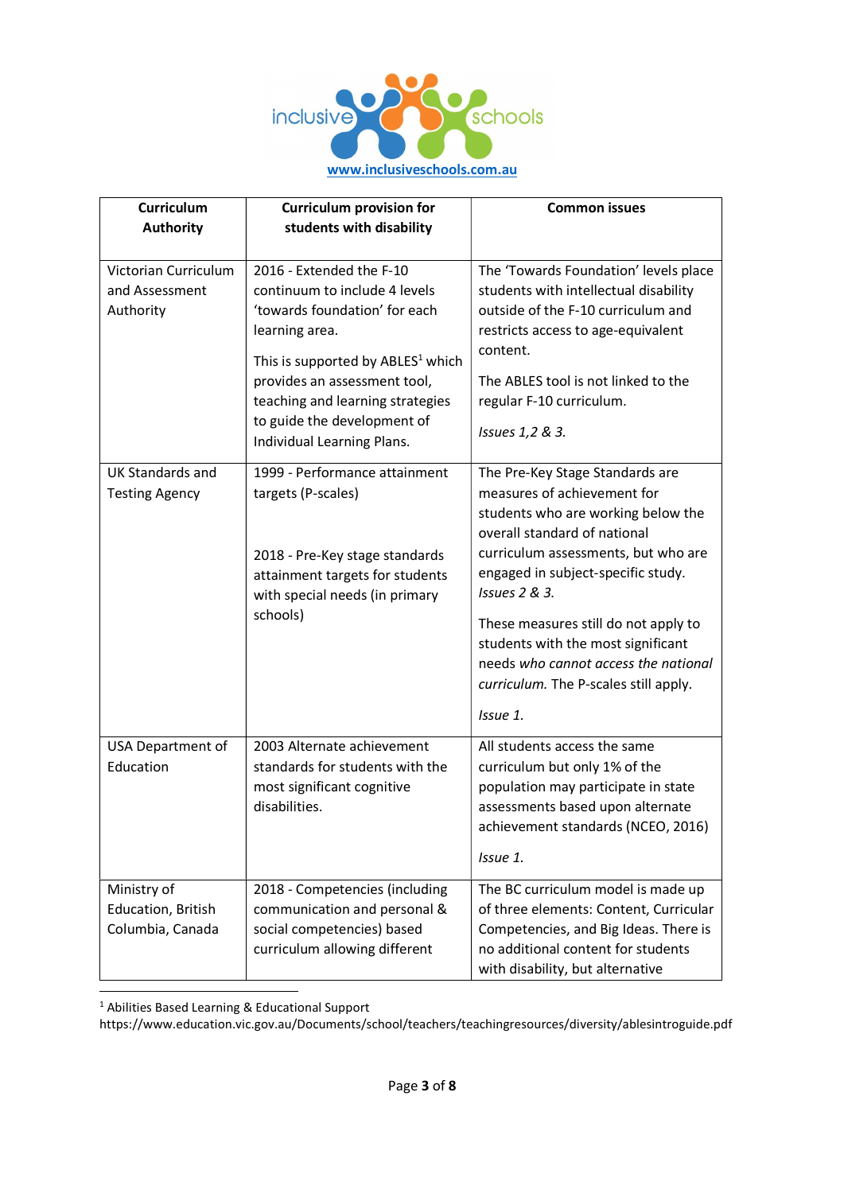www.inclusiveschools.com.au

| Curriculum Authority | Curriculum provision for students with disability | Common issues |
|---|---|---|
| Victorian Curriculum and Assessment Authority | 2016 - Extended the F-10 continuum to include 4 levels 'towards foundation' for each learning area.<br><br>This is supported by ABLES[1] which provides an assessment tool, teaching and learning strategies to guide the development of Individual Learning Plans. | The 'Towards Foundation' levels place students with intellectual disability outside of the F-10 curriculum and restricts access to age-equivalent content.<br><br>The ABLES tool is not linked to the regular F-10 curriculum.<br><br>*Issues 1,2 & 3.* |
| UK Standards and Testing Agency | 1999 - Performance attainment targets (P-scales)<br><br>2018 - Pre-Key stage standards attainment targets for students with special needs (in primary schools) | The Pre-Key Stage Standards are measures of achievement for students who are working below the overall standard of national curriculum assessments, but who are engaged in subject-specific study. *Issues 2 & 3.*<br><br>These measures still do not apply to students with the most significant needs *who cannot access the national curriculum.* The P-scales still apply.<br><br>*Issue 1.* |
| USA Department of Education | 2003 Alternate achievement standards for students with the most significant cognitive disabilities. | All students access the same curriculum but only 1% of the population may participate in state assessments based upon alternate achievement standards (NCEO, 2016)<br><br>*Issue 1.* |
| Ministry of Education, British Columbia, Canada | 2018 - Competencies (including communication and personal & social competencies) based curriculum allowing different | The BC curriculum model is made up of three elements: Content, Curricular Competencies, and Big Ideas. There is no additional content for students with disability, but alternative |

[1] Abilities Based Learning & Educational Support https://www.education.vic.gov.au/Documents/school/teachers/teachingresources/diversity/ablesintroguide.pdf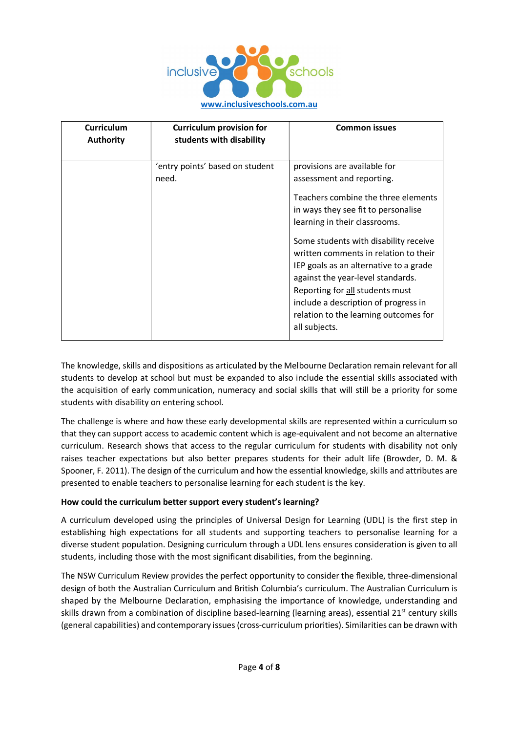| Curriculum Authority | Curriculum provision for students with disability | Common issues |
|---|---|---|
| | 'entry points' based on student need. | provisions are available for assessment and reporting.<br><br>Teachers combine the three elements in ways they see fit to personalise learning in their classrooms.<br><br>Some students with disability receive written comments in relation to their IEP goals as an alternative to a grade against the year-level standards. Reporting for <u>all</u> students must include a description of progress in relation to the learning outcomes for all subjects. |

The knowledge, skills and dispositions as articulated by the Melbourne Declaration remain relevant for all students to develop at school but must be expanded to also include the essential skills associated with the acquisition of early communication, numeracy and social skills that will still be a priority for some students with disability on entering school.

The challenge is where and how these early developmental skills are represented within a curriculum so that they can support access to academic content which is age-equivalent and not become an alternative curriculum. Research shows that access to the regular curriculum for students with disability not only raises teacher expectations but also better prepares students for their adult life (Browder, D. M. & Spooner, F. 2011). The design of the curriculum and how the essential knowledge, skills and attributes are presented to enable teachers to personalise learning for each student is the key.

**How could the curriculum better support every student's learning?**

A curriculum developed using the principles of Universal Design for Learning (UDL) is the first step in establishing high expectations for all students and supporting teachers to personalise learning for a diverse student population. Designing curriculum through a UDL lens ensures consideration is given to all students, including those with the most significant disabilities, from the beginning.

The NSW Curriculum Review provides the perfect opportunity to consider the flexible, three-dimensional design of both the Australian Curriculum and British Columbia's curriculum. The Australian Curriculum is shaped by the Melbourne Declaration, emphasising the importance of knowledge, understanding and skills drawn from a combination of discipline based-learning (learning areas), essential 21st century skills (general capabilities) and contemporary issues (cross-curriculum priorities). Similarities can be drawn with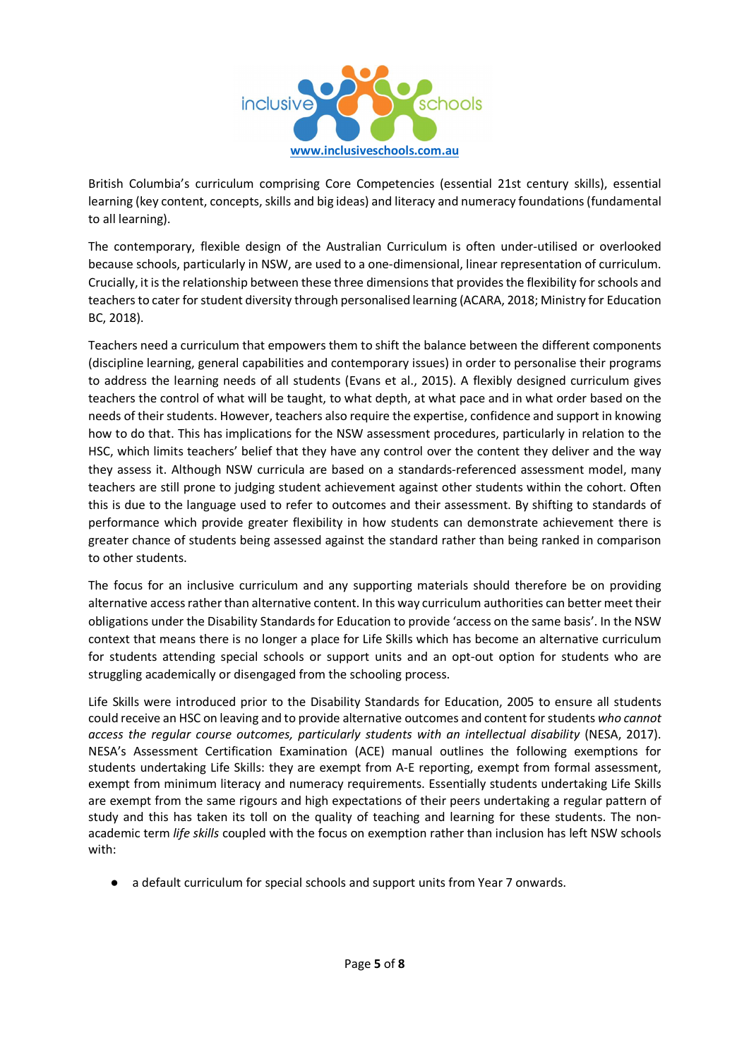British Columbia's curriculum comprising Core Competencies (essential 21st century skills), essential learning (key content, concepts, skills and big ideas) and literacy and numeracy foundations (fundamental to all learning).

The contemporary, flexible design of the Australian Curriculum is often under-utilised or overlooked because schools, particularly in NSW, are used to a one-dimensional, linear representation of curriculum. Crucially, it is the relationship between these three dimensions that provides the flexibility for schools and teachers to cater for student diversity through personalised learning (ACARA, 2018; Ministry for Education BC, 2018).

Teachers need a curriculum that empowers them to shift the balance between the different components (discipline learning, general capabilities and contemporary issues) in order to personalise their programs to address the learning needs of all students (Evans et al., 2015). A flexibly designed curriculum gives teachers the control of what will be taught, to what depth, at what pace and in what order based on the needs of their students. However, teachers also require the expertise, confidence and support in knowing how to do that. This has implications for the NSW assessment procedures, particularly in relation to the HSC, which limits teachers' belief that they have any control over the content they deliver and the way they assess it. Although NSW curricula are based on a standards-referenced assessment model, many teachers are still prone to judging student achievement against other students within the cohort. Often this is due to the language used to refer to outcomes and their assessment. By shifting to standards of performance which provide greater flexibility in how students can demonstrate achievement there is greater chance of students being assessed against the standard rather than being ranked in comparison to other students.

The focus for an inclusive curriculum and any supporting materials should therefore be on providing alternative access rather than alternative content. In this way curriculum authorities can better meet their obligations under the Disability Standards for Education to provide 'access on the same basis'. In the NSW context that means there is no longer a place for Life Skills which has become an alternative curriculum for students attending special schools or support units and an opt-out option for students who are struggling academically or disengaged from the schooling process.

Life Skills were introduced prior to the Disability Standards for Education, 2005 to ensure all students could receive an HSC on leaving and to provide alternative outcomes and content for students *who cannot access the regular course outcomes, particularly students with an intellectual disability* (NESA, 2017). NESA's Assessment Certification Examination (ACE) manual outlines the following exemptions for students undertaking Life Skills: they are exempt from A-E reporting, exempt from formal assessment, exempt from minimum literacy and numeracy requirements. Essentially students undertaking Life Skills are exempt from the same rigours and high expectations of their peers undertaking a regular pattern of study and this has taken its toll on the quality of teaching and learning for these students. The non-academic term *life skills* coupled with the focus on exemption rather than inclusion has left NSW schools with:

- a default curriculum for special schools and support units from Year 7 onwards.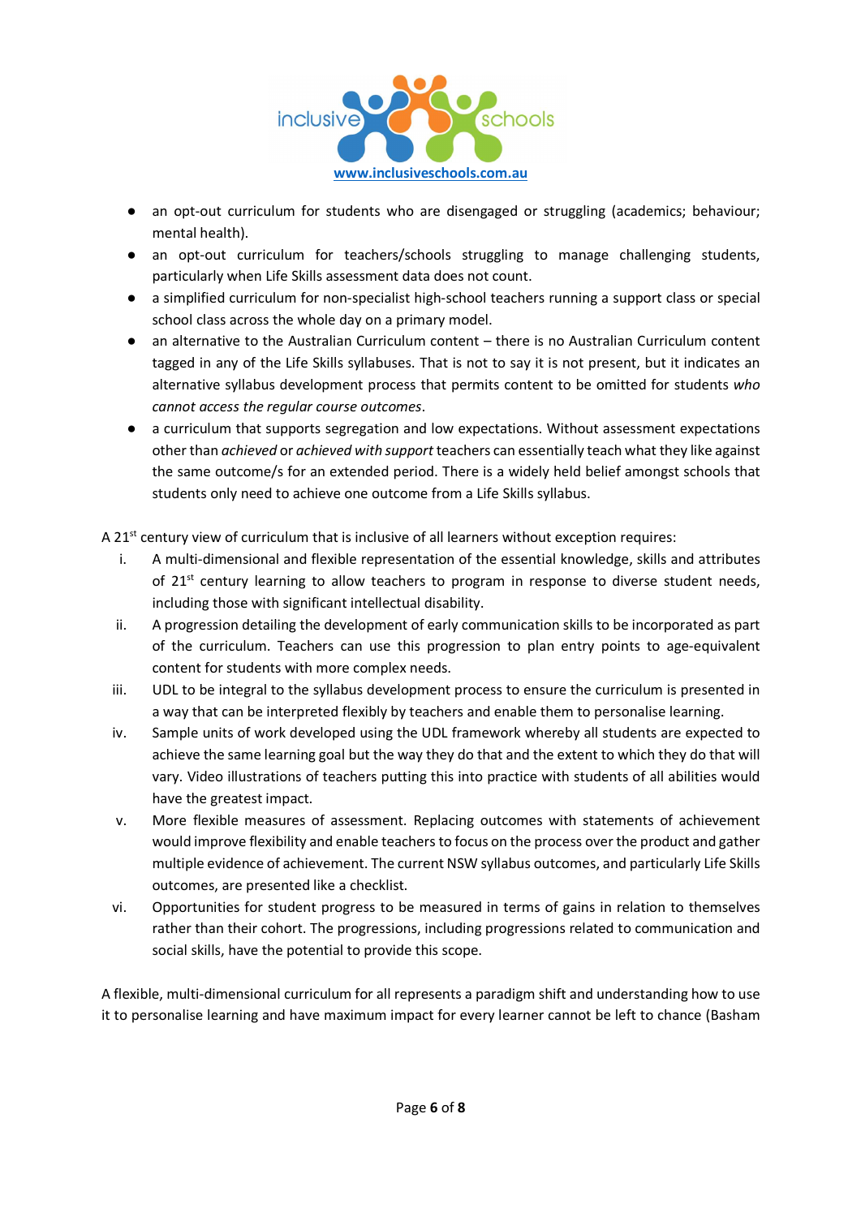- an opt-out curriculum for students who are disengaged or struggling (academics; behaviour; mental health).
- an opt-out curriculum for teachers/schools struggling to manage challenging students, particularly when Life Skills assessment data does not count.
- a simplified curriculum for non-specialist high-school teachers running a support class or special school class across the whole day on a primary model.
- an alternative to the Australian Curriculum content – there is no Australian Curriculum content tagged in any of the Life Skills syllabuses. That is not to say it is not present, but it indicates an alternative syllabus development process that permits content to be omitted for students *who cannot access the regular course outcomes*.
- a curriculum that supports segregation and low expectations. Without assessment expectations other than *achieved* or *achieved with support* teachers can essentially teach what they like against the same outcome/s for an extended period. There is a widely held belief amongst schools that students only need to achieve one outcome from a Life Skills syllabus.

A 21st century view of curriculum that is inclusive of all learners without exception requires:

i. A multi-dimensional and flexible representation of the essential knowledge, skills and attributes of 21st century learning to allow teachers to program in response to diverse student needs, including those with significant intellectual disability.
ii. A progression detailing the development of early communication skills to be incorporated as part of the curriculum. Teachers can use this progression to plan entry points to age-equivalent content for students with more complex needs.
iii. UDL to be integral to the syllabus development process to ensure the curriculum is presented in a way that can be interpreted flexibly by teachers and enable them to personalise learning.
iv. Sample units of work developed using the UDL framework whereby all students are expected to achieve the same learning goal but the way they do that and the extent to which they do that will vary. Video illustrations of teachers putting this into practice with students of all abilities would have the greatest impact.
v. More flexible measures of assessment. Replacing outcomes with statements of achievement would improve flexibility and enable teachers to focus on the process over the product and gather multiple evidence of achievement. The current NSW syllabus outcomes, and particularly Life Skills outcomes, are presented like a checklist.
vi. Opportunities for student progress to be measured in terms of gains in relation to themselves rather than their cohort. The progressions, including progressions related to communication and social skills, have the potential to provide this scope.

A flexible, multi-dimensional curriculum for all represents a paradigm shift and understanding how to use it to personalise learning and have maximum impact for every learner cannot be left to chance (Basham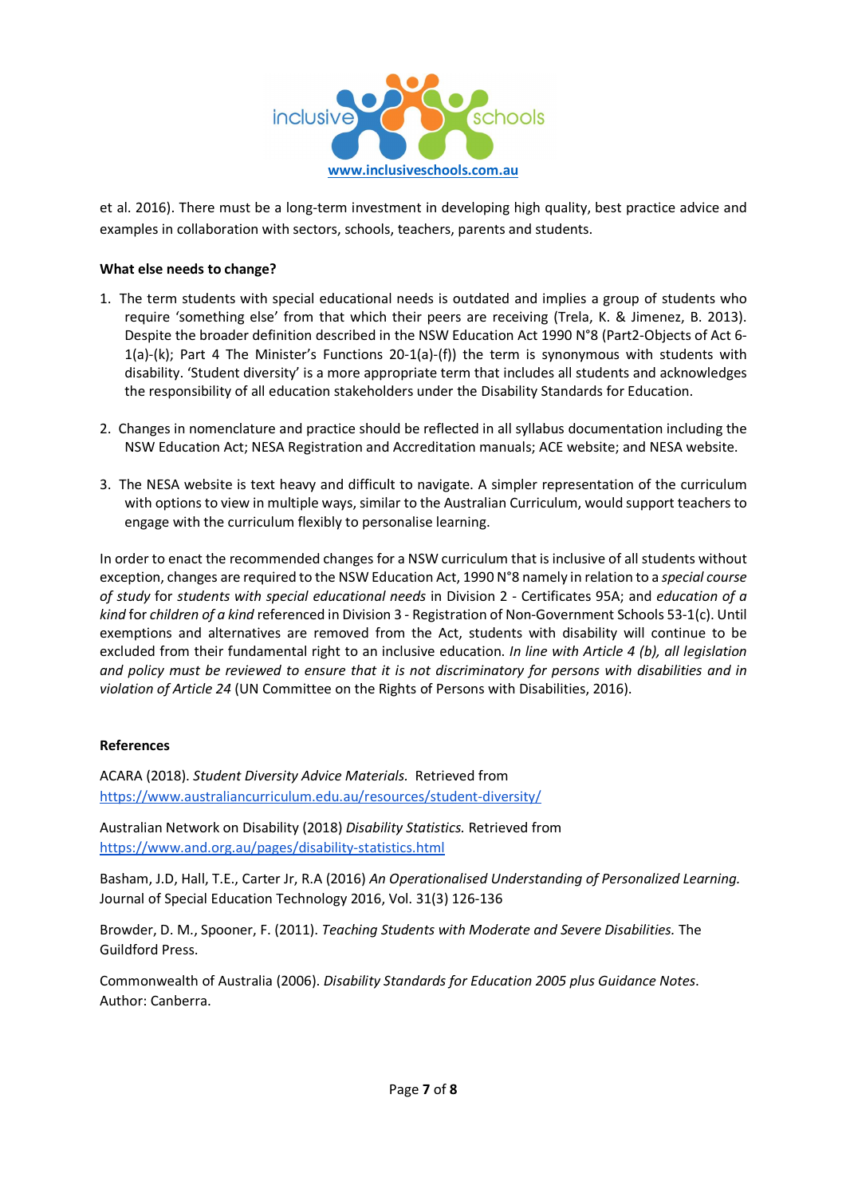et al. 2016). There must be a long-term investment in developing high quality, best practice advice and examples in collaboration with sectors, schools, teachers, parents and students.

**What else needs to change?**

1. The term students with special educational needs is outdated and implies a group of students who require 'something else' from that which their peers are receiving (Trela, K. & Jimenez, B. 2013). Despite the broader definition described in the NSW Education Act 1990 N°8 (Part2-Objects of Act 6-1(a)-(k); Part 4 The Minister's Functions 20-1(a)-(f)) the term is synonymous with students with disability. 'Student diversity' is a more appropriate term that includes all students and acknowledges the responsibility of all education stakeholders under the Disability Standards for Education.

2. Changes in nomenclature and practice should be reflected in all syllabus documentation including the NSW Education Act; NESA Registration and Accreditation manuals; ACE website; and NESA website.

3. The NESA website is text heavy and difficult to navigate. A simpler representation of the curriculum with options to view in multiple ways, similar to the Australian Curriculum, would support teachers to engage with the curriculum flexibly to personalise learning.

In order to enact the recommended changes for a NSW curriculum that is inclusive of all students without exception, changes are required to the NSW Education Act, 1990 N°8 namely in relation to a *special course of study* for *students with special educational needs* in Division 2 - Certificates 95A; and *education of a kind* for *children of a kind* referenced in Division 3 - Registration of Non-Government Schools 53-1(c). Until exemptions and alternatives are removed from the Act, students with disability will continue to be excluded from their fundamental right to an inclusive education. *In line with Article 4 (b), all legislation and policy must be reviewed to ensure that it is not discriminatory for persons with disabilities and in violation of Article 24* (UN Committee on the Rights of Persons with Disabilities, 2016).

**References**

ACARA (2018). *Student Diversity Advice Materials.* Retrieved from https://www.australiancurriculum.edu.au/resources/student-diversity/

Australian Network on Disability (2018) *Disability Statistics.* Retrieved from https://www.and.org.au/pages/disability-statistics.html

Basham, J.D, Hall, T.E., Carter Jr, R.A (2016) *An Operationalised Understanding of Personalized Learning.* Journal of Special Education Technology 2016, Vol. 31(3) 126-136

Browder, D. M., Spooner, F. (2011). *Teaching Students with Moderate and Severe Disabilities.* The Guildford Press.

Commonwealth of Australia (2006). *Disability Standards for Education 2005 plus Guidance Notes*. Author: Canberra.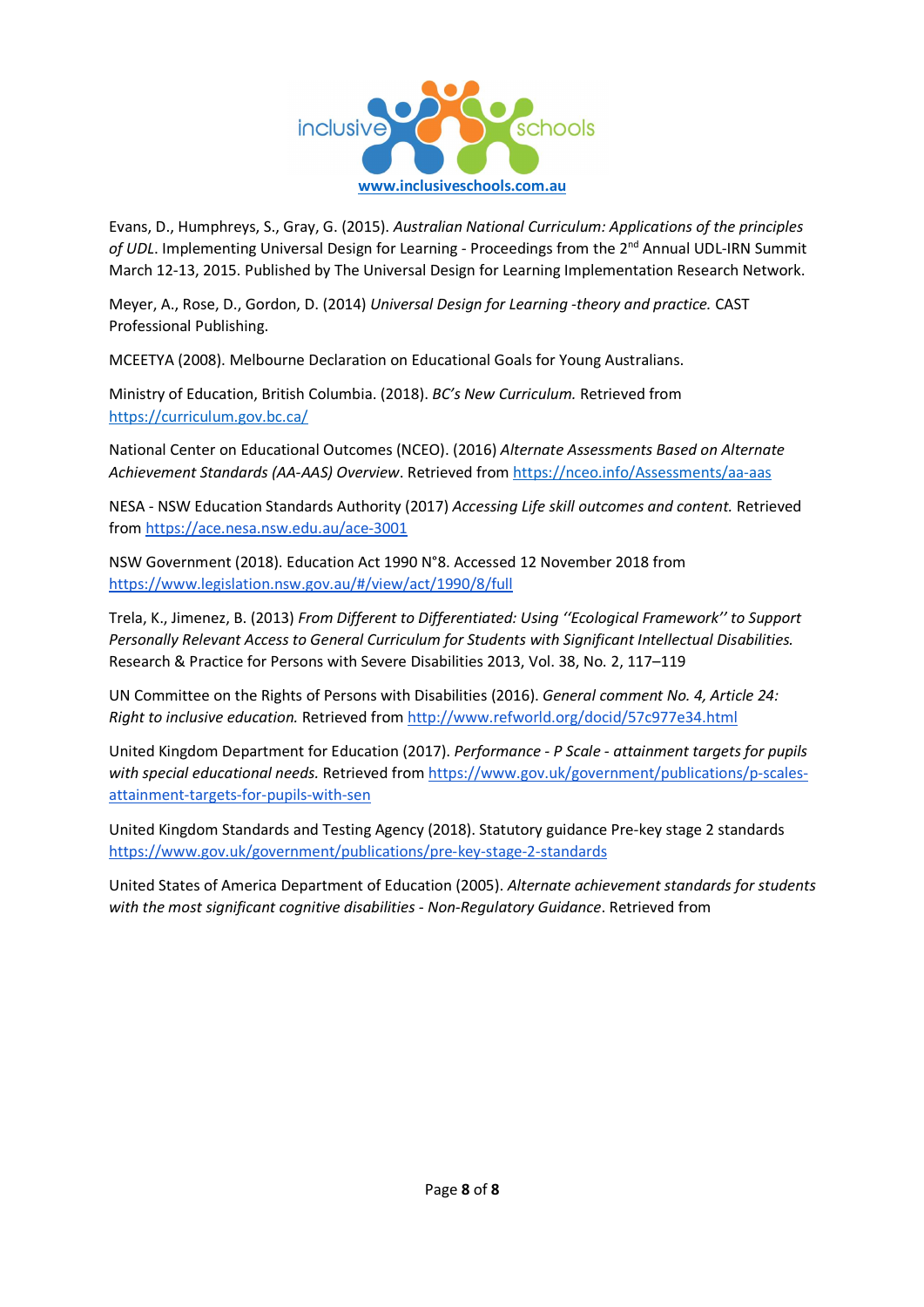Evans, D., Humphreys, S., Gray, G. (2015). *Australian National Curriculum: Applications of the principles of UDL*. Implementing Universal Design for Learning - Proceedings from the 2nd Annual UDL-IRN Summit March 12-13, 2015. Published by The Universal Design for Learning Implementation Research Network.

Meyer, A., Rose, D., Gordon, D. (2014) *Universal Design for Learning -theory and practice.* CAST Professional Publishing.

MCEETYA (2008). Melbourne Declaration on Educational Goals for Young Australians.

Ministry of Education, British Columbia. (2018). *BC's New Curriculum.* Retrieved from https://curriculum.gov.bc.ca/

National Center on Educational Outcomes (NCEO). (2016) *Alternate Assessments Based on Alternate Achievement Standards (AA-AAS) Overview*. Retrieved from https://nceo.info/Assessments/aa-aas

NESA - NSW Education Standards Authority (2017) *Accessing Life skill outcomes and content.* Retrieved from https://ace.nesa.nsw.edu.au/ace-3001

NSW Government (2018). Education Act 1990 N°8. Accessed 12 November 2018 from https://www.legislation.nsw.gov.au/#/view/act/1990/8/full

Trela, K., Jimenez, B. (2013) *From Different to Differentiated: Using ''Ecological Framework'' to Support Personally Relevant Access to General Curriculum for Students with Significant Intellectual Disabilities.* Research & Practice for Persons with Severe Disabilities 2013, Vol. 38, No. 2, 117–119

UN Committee on the Rights of Persons with Disabilities (2016). *General comment No. 4, Article 24: Right to inclusive education.* Retrieved from http://www.refworld.org/docid/57c977e34.html

United Kingdom Department for Education (2017). *Performance - P Scale - attainment targets for pupils with special educational needs.* Retrieved from https://www.gov.uk/government/publications/p-scales-attainment-targets-for-pupils-with-sen

United Kingdom Standards and Testing Agency (2018). Statutory guidance Pre-key stage 2 standards https://www.gov.uk/government/publications/pre-key-stage-2-standards

United States of America Department of Education (2005). *Alternate achievement standards for students with the most significant cognitive disabilities - Non-Regulatory Guidance*. Retrieved from